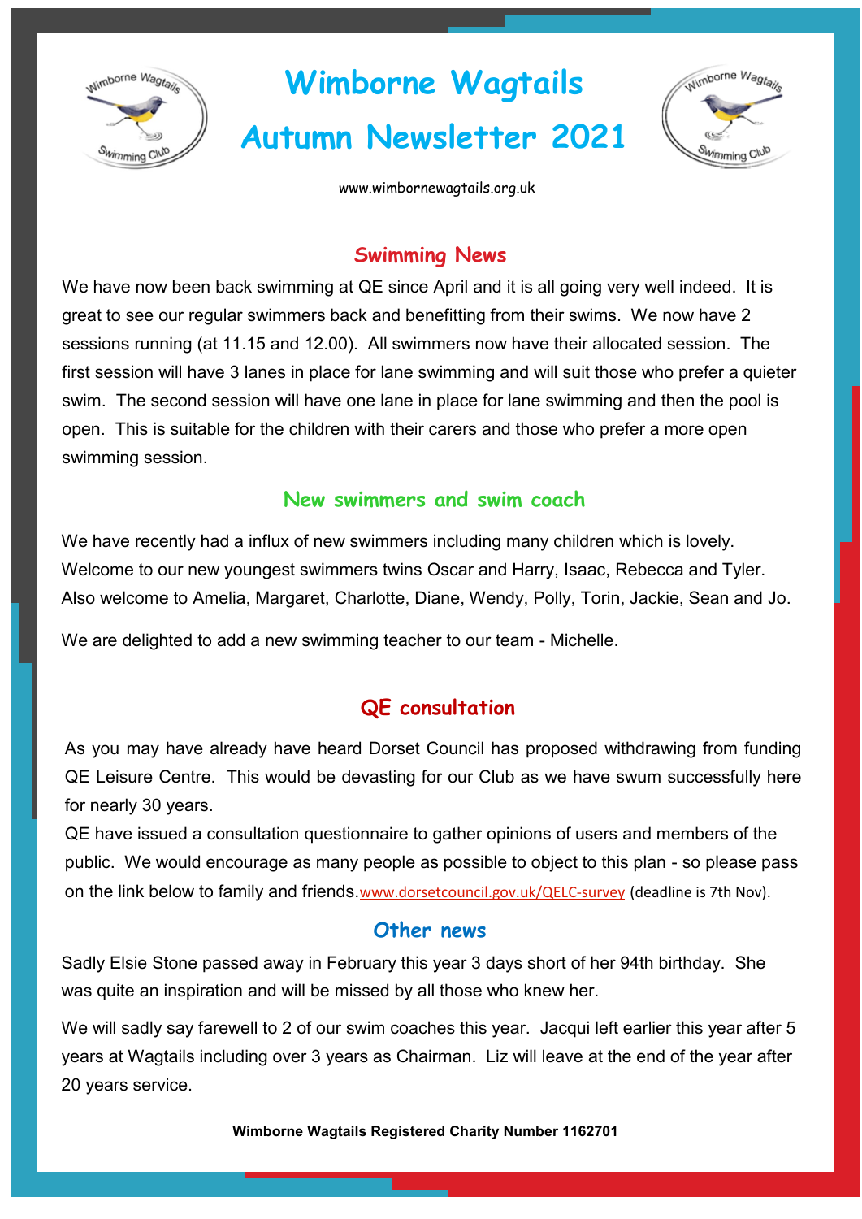# Wimborne Wagtails

# Autumn Newsletter 2021

www.wimbornewagtails.org.uk

## Swimming News

We have now been back swimming at QE since April and it is all going very well indeed. It is great to see our regular swimmers back and benefitting from their swims. We now have 2 sessions running (at 11.15 and 12.00). All swimmers now have their allocated session. The first session will have 3 lanes in place for lane swimming and will suit those who prefer a quieter swim. The second session will have one lane in place for lane swimming and then the pool is open. This is suitable for the children with their carers and those who prefer a more open swimming session.

## New swimmers and swim coach

We have recently had a influx of new swimmers including many children which is lovely. Welcome to our new youngest swimmers twins Oscar and Harry, Isaac, Rebecca and Tyler. Also welcome to Amelia, Margaret, Charlotte, Diane, Wendy, Polly, Torin, Jackie, Sean and Jo.

We are delighted to add a new swimming teacher to our team - Michelle.

## QE consultation

As you may have already have heard Dorset Council has proposed withdrawing from funding QE Leisure Centre. This would be devasting for our Club as we have swum successfully here for nearly 30 years.

QE have issued a consultation questionnaire to gather opinions of users and members of the public. We would encourage as many people as possible to object to this plan - so please pass on the link below to family and friends.www.dorsetcouncil.gov.uk/QELC-survey (deadline is 7th Nov).

## Other news

Sadly Elsie Stone passed away in February this year 3 days short of her 94th birthday. She was quite an inspiration and will be missed by all those who knew her.

We will sadly say farewell to 2 of our swim coaches this year. Jacqui left earlier this year after 5 years at Wagtails including over 3 years as Chairman. Liz will leave at the end of the year after 20 years service.

**Wimborne Wagtails Registered Charity Number 1162701**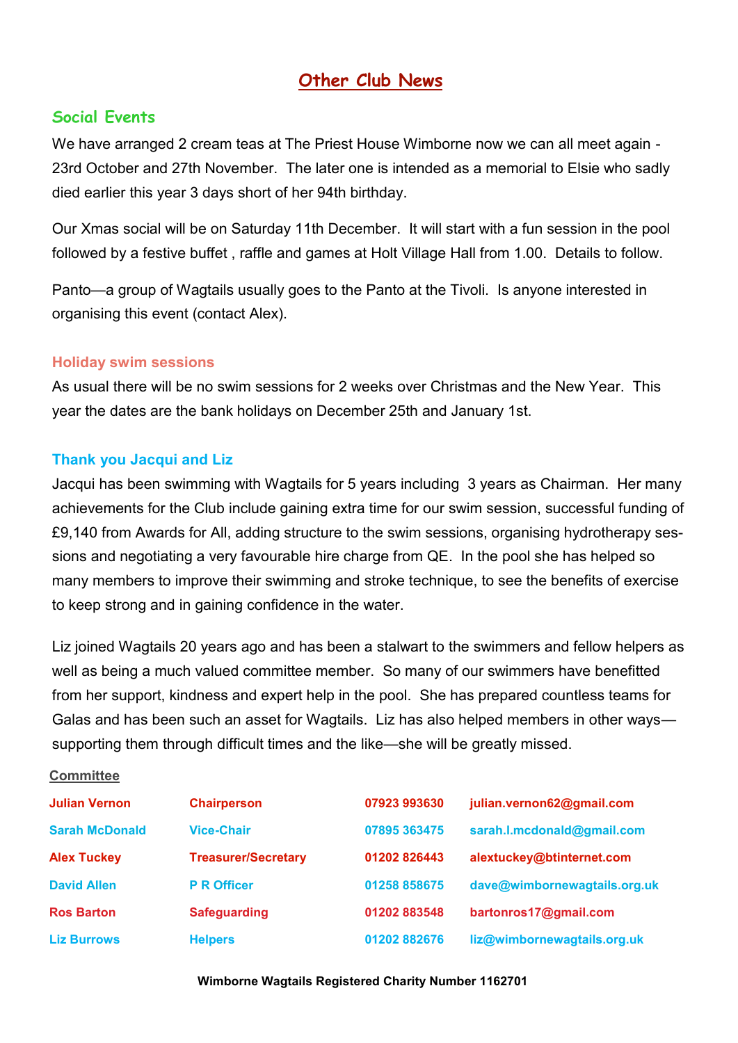# Other Club News

## Social Events

We have arranged 2 cream teas at The Priest House Wimborne now we can all meet again - 23rd October and 27th November. The later one is intended as a memorial to Elsie who sadly died earlier this year 3 days short of her 94th birthday.

Our Xmas social will be on Saturday 11th December. It will start with a fun session in the pool followed by a festive buffet , raffle and games at Holt Village Hall from 1.00. Details to follow.

Panto—a group of Wagtails usually goes to the Panto at the Tivoli. Is anyone interested in organising this event (contact Alex).

### Holiday swim sessions

As usual there will be no swim sessions for 2 weeks over Christmas and the New Year. This year the dates are the bank holidays on December 25th and January 1st.

### Thank you Jacqui and Liz

Jacqui has been swimming with Wagtails for 5 years including 3 years as Chairman. Her many achievements for the Club include gaining extra time for our swim session, successful funding of £9,140 from Awards for All, adding structure to the swim sessions, organising hydrotherapy sessions and negotiating a very favourable hire charge from QE. In the pool she has helped so many members to improve their swimming and stroke technique, to see the benefits of exercise to keep strong and in gaining confidence in the water.

Liz joined Wagtails 20 years ago and has been a stalwart to the swimmers and fellow helpers as well as being a much valued committee member. So many of our swimmers have benefitted from her support, kindness and expert help in the pool. She has prepared countless teams for Galas and has been such an asset for Wagtails. Liz has also helped members in other ways—supporting them through difficult times and the like—she will be greatly missed.

**Committee**

| | | | |
|---|---|---|---|
| Julian Vernon | Chairperson | 07923 993630 | julian.vernon62@gmail.com |
| Sarah McDonald | Vice-Chair | 07895 363475 | sarah.l.mcdonald@gmail.com |
| Alex Tuckey | Treasurer/Secretary | 01202 826443 | alextuckey@btinternet.com |
| David Allen | P R Officer | 01258 858675 | dave@wimbornewagtails.org.uk |
| Ros Barton | Safeguarding | 01202 883548 | bartonros17@gmail.com |
| Liz Burrows | Helpers | 01202 882676 | liz@wimbornewagtails.org.uk |

**Wimborne Wagtails Registered Charity Number 1162701**